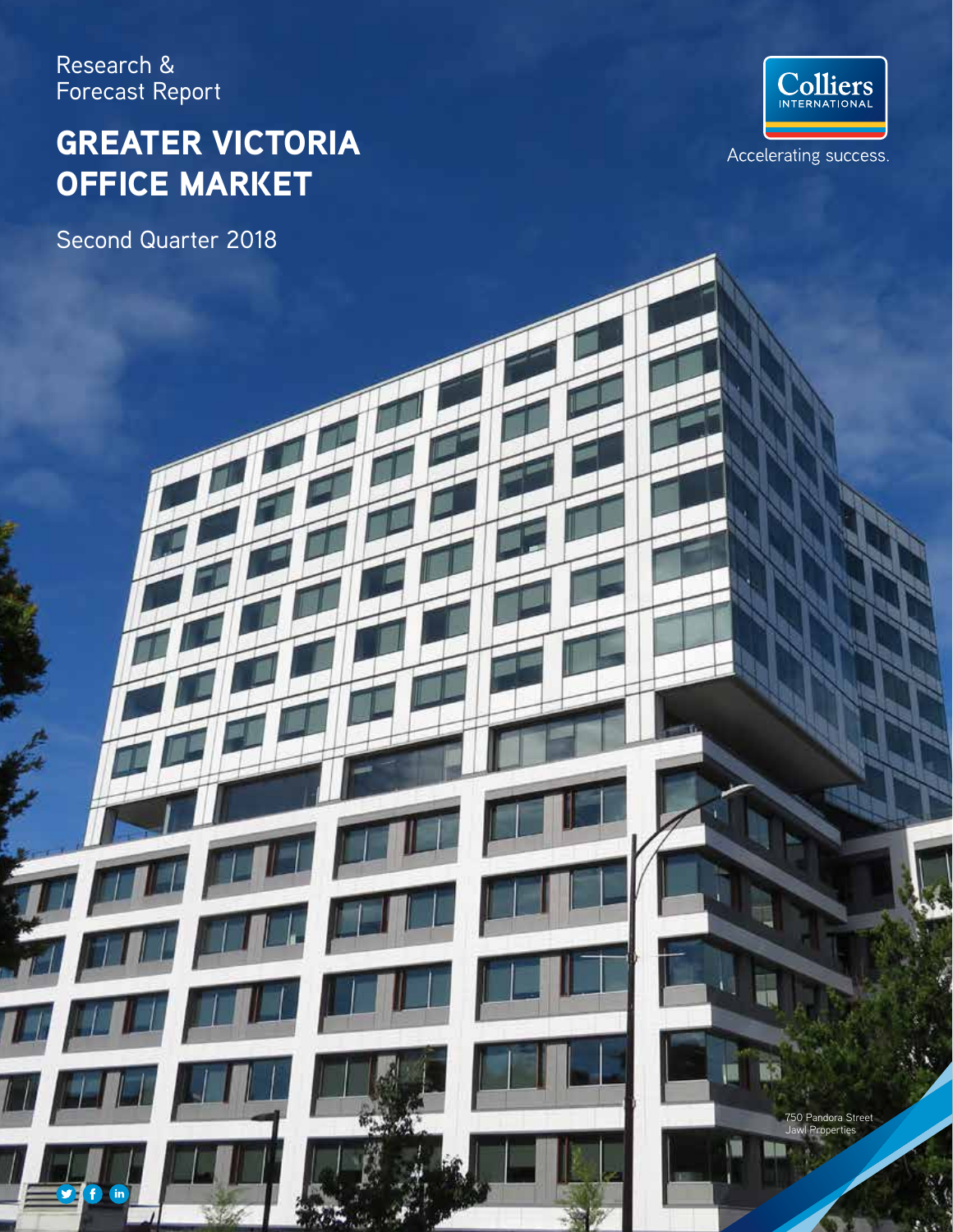Research & Forecast Report

# GREATER VICTORIA OFFICE MARKET

Second Quarter 2018

Colliers INTERNATIONAL

Accelerating success.

750 Pandora Street
Jawl Properties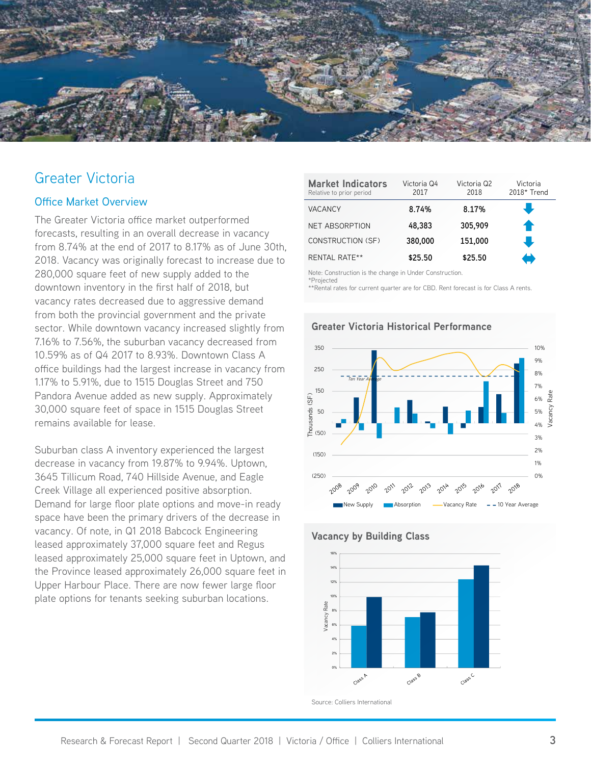# Greater Victoria

## Office Market Overview

The Greater Victoria office market outperformed forecasts, resulting in an overall decrease in vacancy from 8.74% at the end of 2017 to 8.17% as of June 30th, 2018. Vacancy was originally forecast to increase due to 280,000 square feet of new supply added to the downtown inventory in the first half of 2018, but vacancy rates decreased due to aggressive demand from both the provincial government and the private sector. While downtown vacancy increased slightly from 7.16% to 7.56%, the suburban vacancy decreased from 10.59% as of Q4 2017 to 8.93%. Downtown Class A office buildings had the largest increase in vacancy from 1.17% to 5.91%, due to 1515 Douglas Street and 750 Pandora Avenue added as new supply. Approximately 30,000 square feet of space in 1515 Douglas Street remains available for lease.

Suburban class A inventory experienced the largest decrease in vacancy from 19.87% to 9.94%. Uptown, 3645 Tillicum Road, 740 Hillside Avenue, and Eagle Creek Village all experienced positive absorption. Demand for large floor plate options and move-in ready space have been the primary drivers of the decrease in vacancy. Of note, in Q1 2018 Babcock Engineering leased approximately 37,000 square feet and Regus leased approximately 25,000 square feet in Uptown, and the Province leased approximately 26,000 square feet in Upper Harbour Place. There are now fewer large floor plate options for tenants seeking suburban locations.

| **Market Indicators** Relative to prior period | Victoria Q4 2017 | Victoria Q2 2018 | Victoria 2018* Trend |
|---|---|---|---|
| VACANCY | 8.74% | 8.17% | ↓ |
| NET ABSORPTION | 48,383 | 305,909 | ↑ |
| CONSTRUCTION (SF) | 380,000 | 151,000 | ↓ |
| RENTAL RATE** | $25.50 | $25.50 | ↔ |

Note: Construction is the change in Under Construction.
*Projected
**Rental rates for current quarter are for CBD. Rent forecast is for Class A rents.

**Greater Victoria Historical Performance**

**Vacancy by Building Class**

Source: Colliers International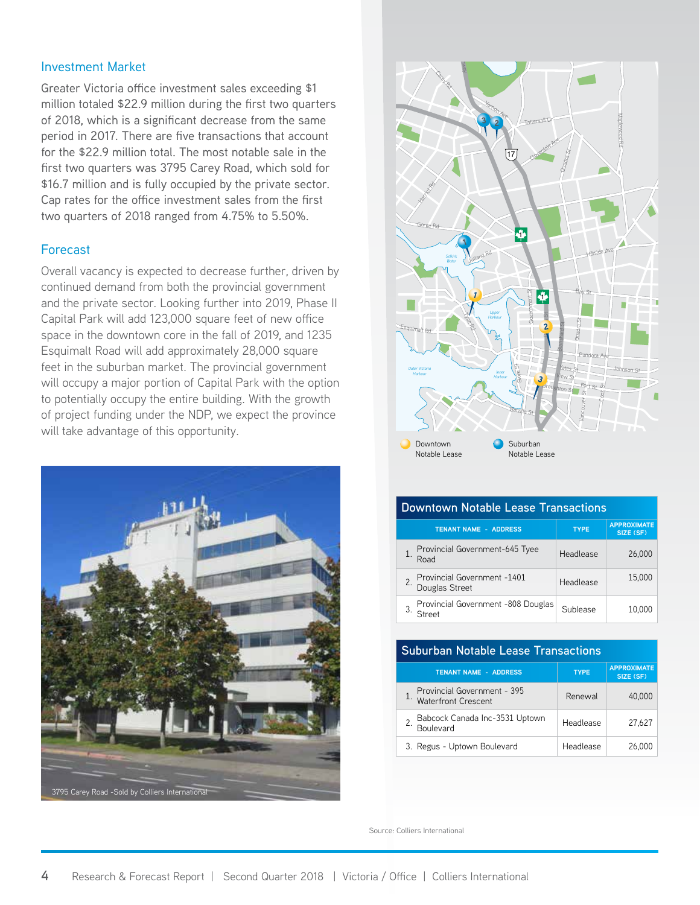## Investment Market

Greater Victoria office investment sales exceeding $1 million totaled $22.9 million during the first two quarters of 2018, which is a significant decrease from the same period in 2017. There are five transactions that account for the $22.9 million total. The most notable sale in the first two quarters was 3795 Carey Road, which sold for $16.7 million and is fully occupied by the private sector. Cap rates for the office investment sales from the first two quarters of 2018 ranged from 4.75% to 5.50%.

## Forecast

Overall vacancy is expected to decrease further, driven by continued demand from both the provincial government and the private sector. Looking further into 2019, Phase II Capital Park will add 123,000 square feet of new office space in the downtown core in the fall of 2019, and 1235 Esquimalt Road will add approximately 28,000 square feet in the suburban market. The provincial government will occupy a major portion of Capital Park with the option to potentially occupy the entire building. With the growth of project funding under the NDP, we expect the province will take advantage of this opportunity.

3795 Carey Road -Sold by Colliers International

Downtown Notable Lease | Suburban Notable Lease

### Downtown Notable Lease Transactions

| TENANT NAME - ADDRESS | TYPE | APPROXIMATE SIZE (SF) |
|---|---|---|
| 1. Provincial Government-645 Tyee Road | Headlease | 26,000 |
| 2. Provincial Government -1401 Douglas Street | Headlease | 15,000 |
| 3. Provincial Government -808 Douglas Street | Sublease | 10,000 |

### Suburban Notable Lease Transactions

| TENANT NAME - ADDRESS | TYPE | APPROXIMATE SIZE (SF) |
|---|---|---|
| 1. Provincial Government - 395 Waterfront Crescent | Renewal | 40,000 |
| 2. Babcock Canada Inc-3531 Uptown Boulevard | Headlease | 27,627 |
| 3. Regus - Uptown Boulevard | Headlease | 26,000 |

Source: Colliers International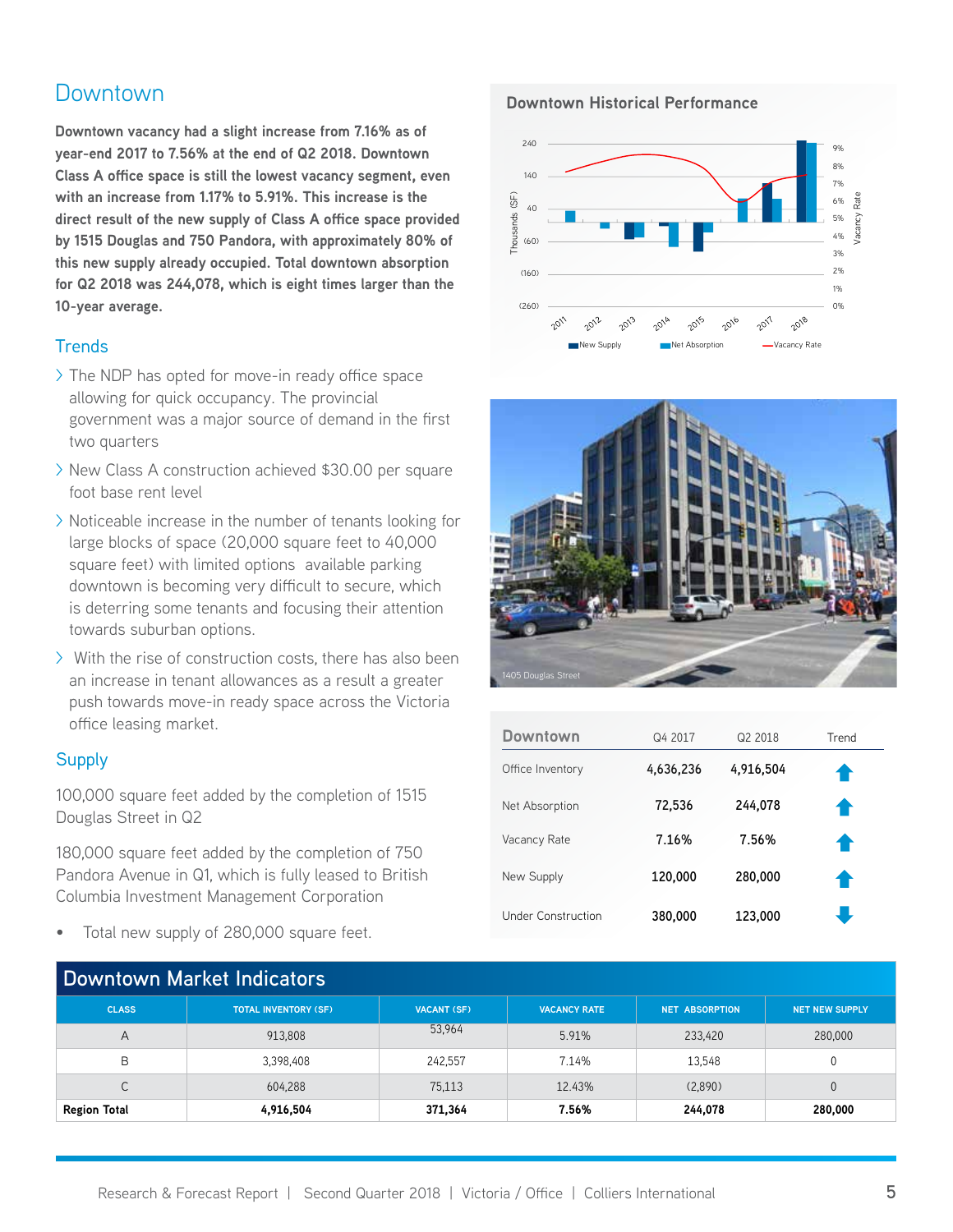# Downtown

**Downtown vacancy had a slight increase from 7.16% as of year-end 2017 to 7.56% at the end of Q2 2018. Downtown Class A office space is still the lowest vacancy segment, even with an increase from 1.17% to 5.91%. This increase is the direct result of the new supply of Class A office space provided by 1515 Douglas and 750 Pandora, with approximately 80% of this new supply already occupied. Total downtown absorption for Q2 2018 was 244,078, which is eight times larger than the 10-year average.**

## Trends

- The NDP has opted for move-in ready office space allowing for quick occupancy. The provincial government was a major source of demand in the first two quarters
- New Class A construction achieved $30.00 per square foot base rent level
- Noticeable increase in the number of tenants looking for large blocks of space (20,000 square feet to 40,000 square feet) with limited options available parking downtown is becoming very difficult to secure, which is deterring some tenants and focusing their attention towards suburban options.
- With the rise of construction costs, there has also been an increase in tenant allowances as a result a greater push towards move-in ready space across the Victoria office leasing market.

## Supply

100,000 square feet added by the completion of 1515 Douglas Street in Q2

180,000 square feet added by the completion of 750 Pandora Avenue in Q1, which is fully leased to British Columbia Investment Management Corporation

- Total new supply of 280,000 square feet.

**Downtown Historical Performance**

1405 Douglas Street

| Downtown | Q4 2017 | Q2 2018 | Trend |
|---|---|---|---|
| Office Inventory | 4,636,236 | 4,916,504 | ↑ |
| Net Absorption | 72,536 | 244,078 | ↑ |
| Vacancy Rate | 7.16% | 7.56% | ↑ |
| New Supply | 120,000 | 280,000 | ↑ |
| Under Construction | 380,000 | 123,000 | ↓ |

## Downtown Market Indicators

| CLASS | TOTAL INVENTORY (SF) | VACANT (SF) | VACANCY RATE | NET ABSORPTION | NET NEW SUPPLY |
|---|---|---|---|---|---|
| A | 913,808 | 53,964 | 5.91% | 233,420 | 280,000 |
| B | 3,398,408 | 242,557 | 7.14% | 13,548 | 0 |
| C | 604,288 | 75,113 | 12.43% | (2,890) | 0 |
| **Region Total** | **4,916,504** | **371,364** | **7.56%** | **244,078** | **280,000** |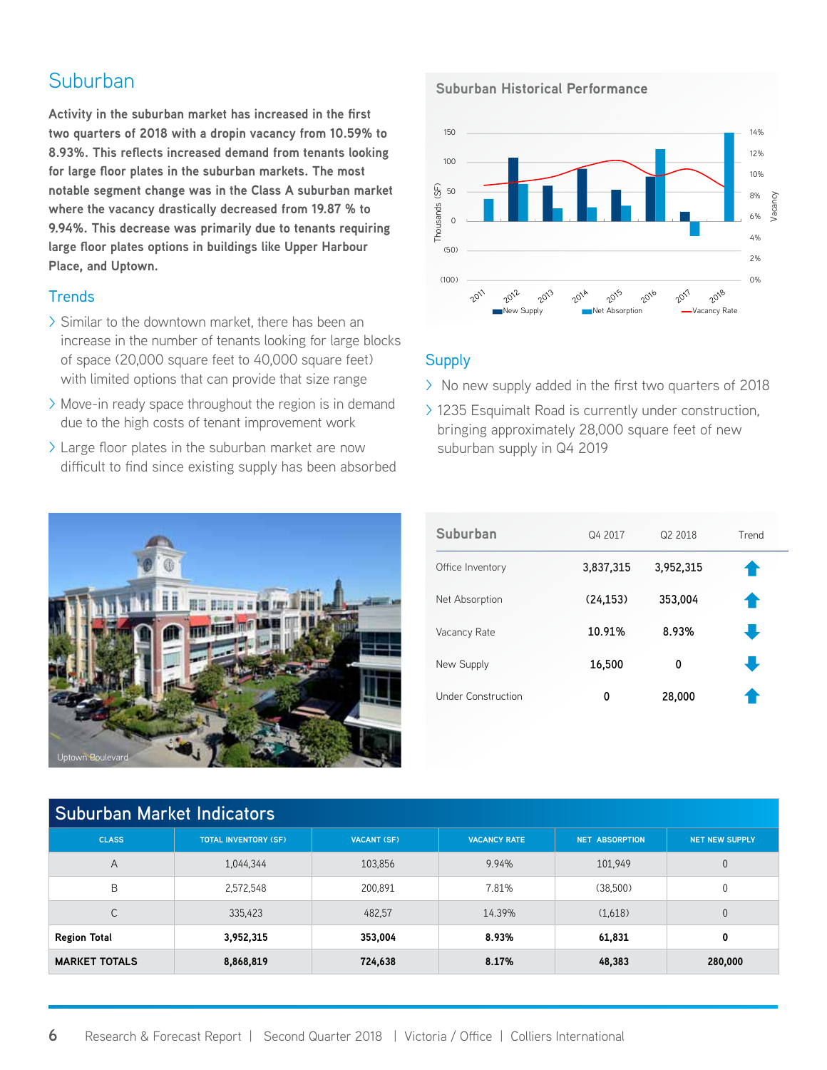# Suburban

**Activity in the suburban market has increased in the first two quarters of 2018 with a dropin vacancy from 10.59% to 8.93%. This reflects increased demand from tenants looking for large floor plates in the suburban markets. The most notable segment change was in the Class A suburban market where the vacancy drastically decreased from 19.87 % to 9.94%. This decrease was primarily due to tenants requiring large floor plates options in buildings like Upper Harbour Place, and Uptown.**

## Trends

- Similar to the downtown market, there has been an increase in the number of tenants looking for large blocks of space (20,000 square feet to 40,000 square feet) with limited options that can provide that size range
- Move-in ready space throughout the region is in demand due to the high costs of tenant improvement work
- Large floor plates in the suburban market are now difficult to find since existing supply has been absorbed

**Suburban Historical Performance**

## Supply

- No new supply added in the first two quarters of 2018
- 1235 Esquimalt Road is currently under construction, bringing approximately 28,000 square feet of new suburban supply in Q4 2019

Uptown Boulevard

| Suburban | Q4 2017 | Q2 2018 | Trend |
|---|---|---|---|
| Office Inventory | 3,837,315 | 3,952,315 | ↑ |
| Net Absorption | (24,153) | 353,004 | ↑ |
| Vacancy Rate | 10.91% | 8.93% | ↓ |
| New Supply | 16,500 | 0 | ↓ |
| Under Construction | 0 | 28,000 | ↑ |

## Suburban Market Indicators

| CLASS | TOTAL INVENTORY (SF) | VACANT (SF) | VACANCY RATE | NET ABSORPTION | NET NEW SUPPLY |
|---|---|---|---|---|---|
| A | 1,044,344 | 103,856 | 9.94% | 101,949 | 0 |
| B | 2,572,548 | 200,891 | 7.81% | (38,500) | 0 |
| C | 335,423 | 482,57 | 14.39% | (1,618) | 0 |
| **Region Total** | **3,952,315** | **353,004** | **8.93%** | **61,831** | **0** |
| **MARKET TOTALS** | **8,868,819** | **724,638** | **8.17%** | **48,383** | **280,000** |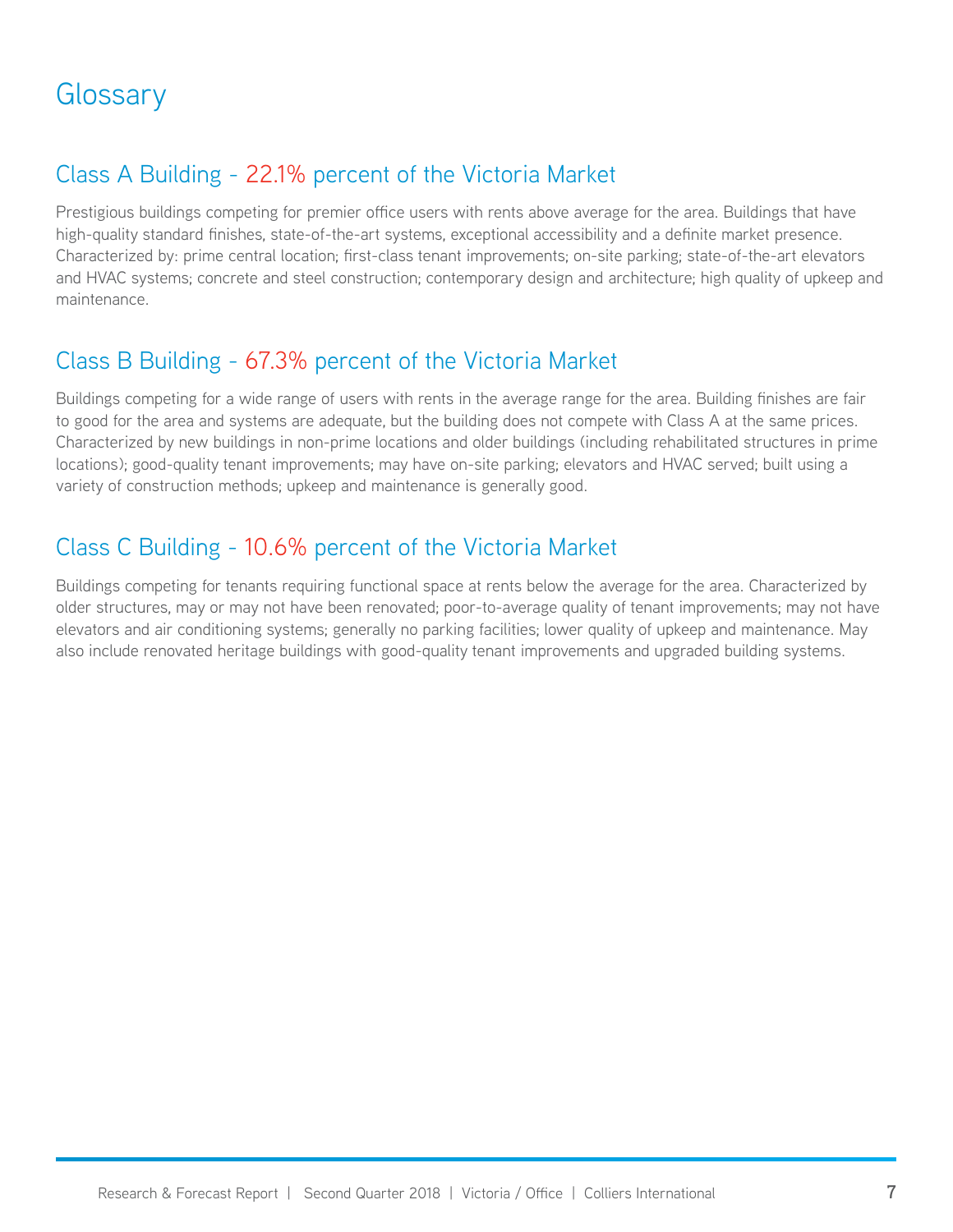# Glossary

## Class A Building - 22.1% percent of the Victoria Market

Prestigious buildings competing for premier office users with rents above average for the area. Buildings that have high-quality standard finishes, state-of-the-art systems, exceptional accessibility and a definite market presence. Characterized by: prime central location; first-class tenant improvements; on-site parking; state-of-the-art elevators and HVAC systems; concrete and steel construction; contemporary design and architecture; high quality of upkeep and maintenance.

## Class B Building - 67.3% percent of the Victoria Market

Buildings competing for a wide range of users with rents in the average range for the area. Building finishes are fair to good for the area and systems are adequate, but the building does not compete with Class A at the same prices. Characterized by new buildings in non-prime locations and older buildings (including rehabilitated structures in prime locations); good-quality tenant improvements; may have on-site parking; elevators and HVAC served; built using a variety of construction methods; upkeep and maintenance is generally good.

## Class C Building - 10.6% percent of the Victoria Market

Buildings competing for tenants requiring functional space at rents below the average for the area. Characterized by older structures, may or may not have been renovated; poor-to-average quality of tenant improvements; may not have elevators and air conditioning systems; generally no parking facilities; lower quality of upkeep and maintenance. May also include renovated heritage buildings with good-quality tenant improvements and upgraded building systems.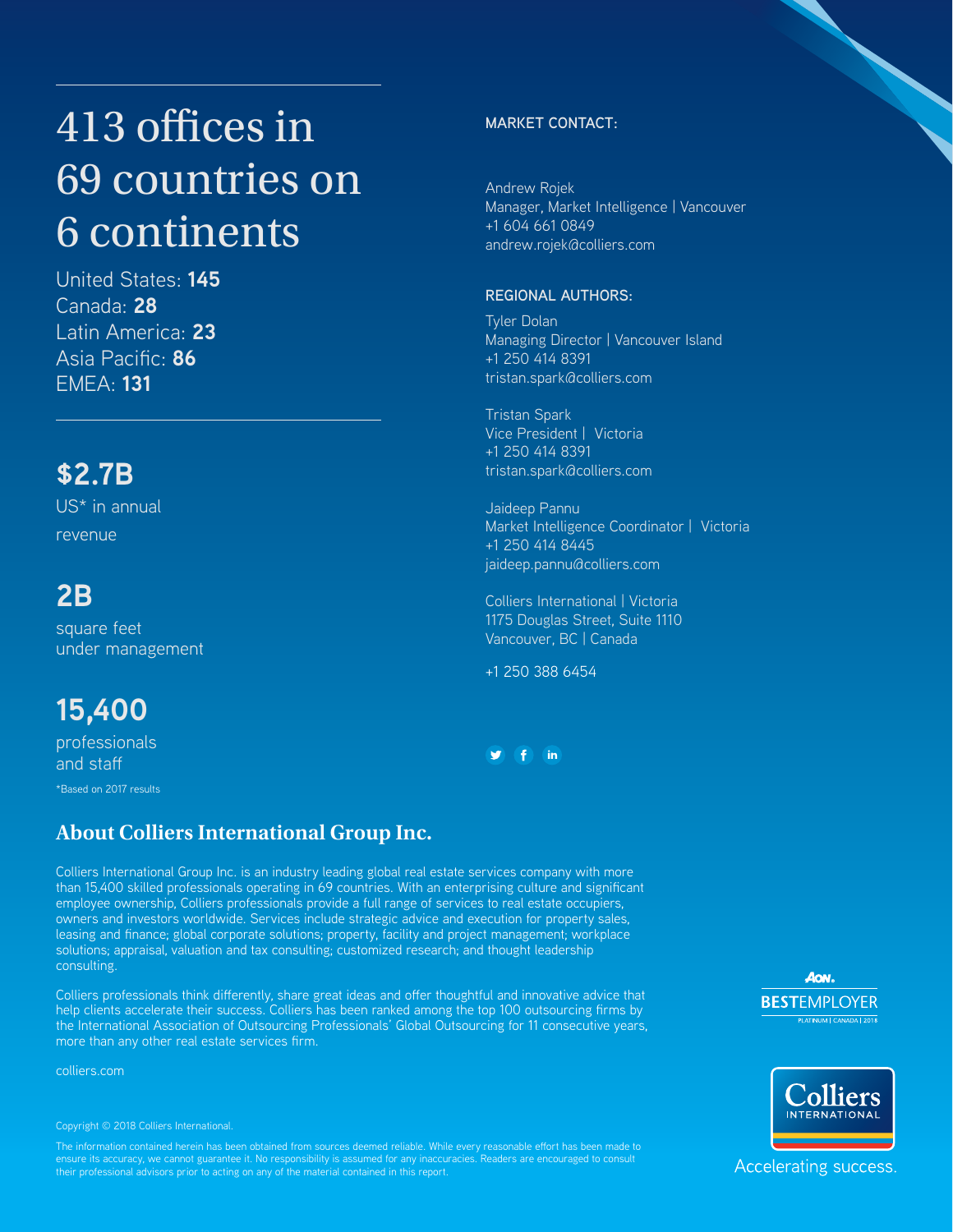# 413 offices in 69 countries on 6 continents

United States: **145**
Canada: **28**
Latin America: **23**
Asia Pacific: **86**
EMEA: **131**

**$2.7B**
US* in annual revenue

**2B**
square feet under management

**15,400**
professionals and staff

*Based on 2017 results

**MARKET CONTACT:**

Andrew Rojek
Manager, Market Intelligence | Vancouver
+1 604 661 0849
andrew.rojek@colliers.com

**REGIONAL AUTHORS:**

Tyler Dolan
Managing Director | Vancouver Island
+1 250 414 8391
tristan.spark@colliers.com

Tristan Spark
Vice President | Victoria
+1 250 414 8391
tristan.spark@colliers.com

Jaideep Pannu
Market Intelligence Coordinator | Victoria
+1 250 414 8445
jaideep.pannu@colliers.com

Colliers International | Victoria
1175 Douglas Street, Suite 1110
Vancouver, BC | Canada

+1 250 388 6454

## About Colliers International Group Inc.

Colliers International Group Inc. is an industry leading global real estate services company with more than 15,400 skilled professionals operating in 69 countries. With an enterprising culture and significant employee ownership, Colliers professionals provide a full range of services to real estate occupiers, owners and investors worldwide. Services include strategic advice and execution for property sales, leasing and finance; global corporate solutions; property, facility and project management; workplace solutions; appraisal, valuation and tax consulting; customized research; and thought leadership consulting.

Colliers professionals think differently, share great ideas and offer thoughtful and innovative advice that help clients accelerate their success. Colliers has been ranked among the top 100 outsourcing firms by the International Association of Outsourcing Professionals' Global Outsourcing for 11 consecutive years, more than any other real estate services firm.

colliers.com

Copyright © 2018 Colliers International.

The information contained herein has been obtained from sources deemed reliable. While every reasonable effort has been made to ensure its accuracy, we cannot guarantee it. No responsibility is assumed for any inaccuracies. Readers are encouraged to consult their professional advisors prior to acting on any of the material contained in this report.

AON. BESTEMPLOYER PLATINUM | CANADA | 2018

Colliers INTERNATIONAL

Accelerating success.